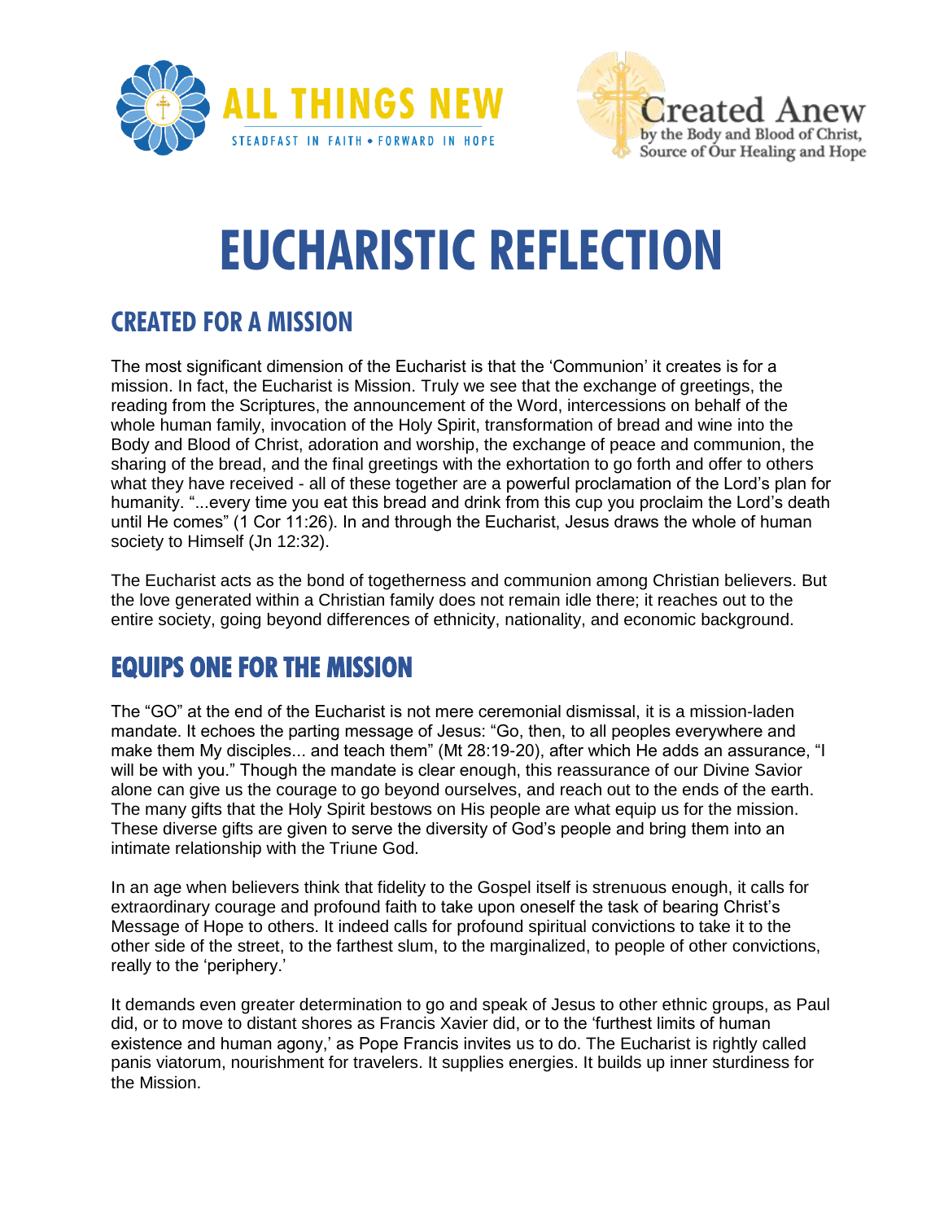ALL THINGS NEW

STEADFAST IN FAITH • FORWARD IN HOPE

Created Anew by the Body and Blood of Christ, Source of Our Healing and Hope

# EUCHARISTIC REFLECTION

## CREATED FOR A MISSION

The most significant dimension of the Eucharist is that the 'Communion' it creates is for a mission. In fact, the Eucharist is Mission. Truly we see that the exchange of greetings, the reading from the Scriptures, the announcement of the Word, intercessions on behalf of the whole human family, invocation of the Holy Spirit, transformation of bread and wine into the Body and Blood of Christ, adoration and worship, the exchange of peace and communion, the sharing of the bread, and the final greetings with the exhortation to go forth and offer to others what they have received - all of these together are a powerful proclamation of the Lord's plan for humanity. "...every time you eat this bread and drink from this cup you proclaim the Lord's death until He comes" (1 Cor 11:26). In and through the Eucharist, Jesus draws the whole of human society to Himself (Jn 12:32).

The Eucharist acts as the bond of togetherness and communion among Christian believers. But the love generated within a Christian family does not remain idle there; it reaches out to the entire society, going beyond differences of ethnicity, nationality, and economic background.

## EQUIPS ONE FOR THE MISSION

The "GO" at the end of the Eucharist is not mere ceremonial dismissal, it is a mission-laden mandate. It echoes the parting message of Jesus: "Go, then, to all peoples everywhere and make them My disciples... and teach them" (Mt 28:19-20), after which He adds an assurance, "I will be with you." Though the mandate is clear enough, this reassurance of our Divine Savior alone can give us the courage to go beyond ourselves, and reach out to the ends of the earth. The many gifts that the Holy Spirit bestows on His people are what equip us for the mission. These diverse gifts are given to serve the diversity of God's people and bring them into an intimate relationship with the Triune God.

In an age when believers think that fidelity to the Gospel itself is strenuous enough, it calls for extraordinary courage and profound faith to take upon oneself the task of bearing Christ's Message of Hope to others. It indeed calls for profound spiritual convictions to take it to the other side of the street, to the farthest slum, to the marginalized, to people of other convictions, really to the 'periphery.'

It demands even greater determination to go and speak of Jesus to other ethnic groups, as Paul did, or to move to distant shores as Francis Xavier did, or to the 'furthest limits of human existence and human agony,' as Pope Francis invites us to do. The Eucharist is rightly called panis viatorum, nourishment for travelers. It supplies energies. It builds up inner sturdiness for the Mission.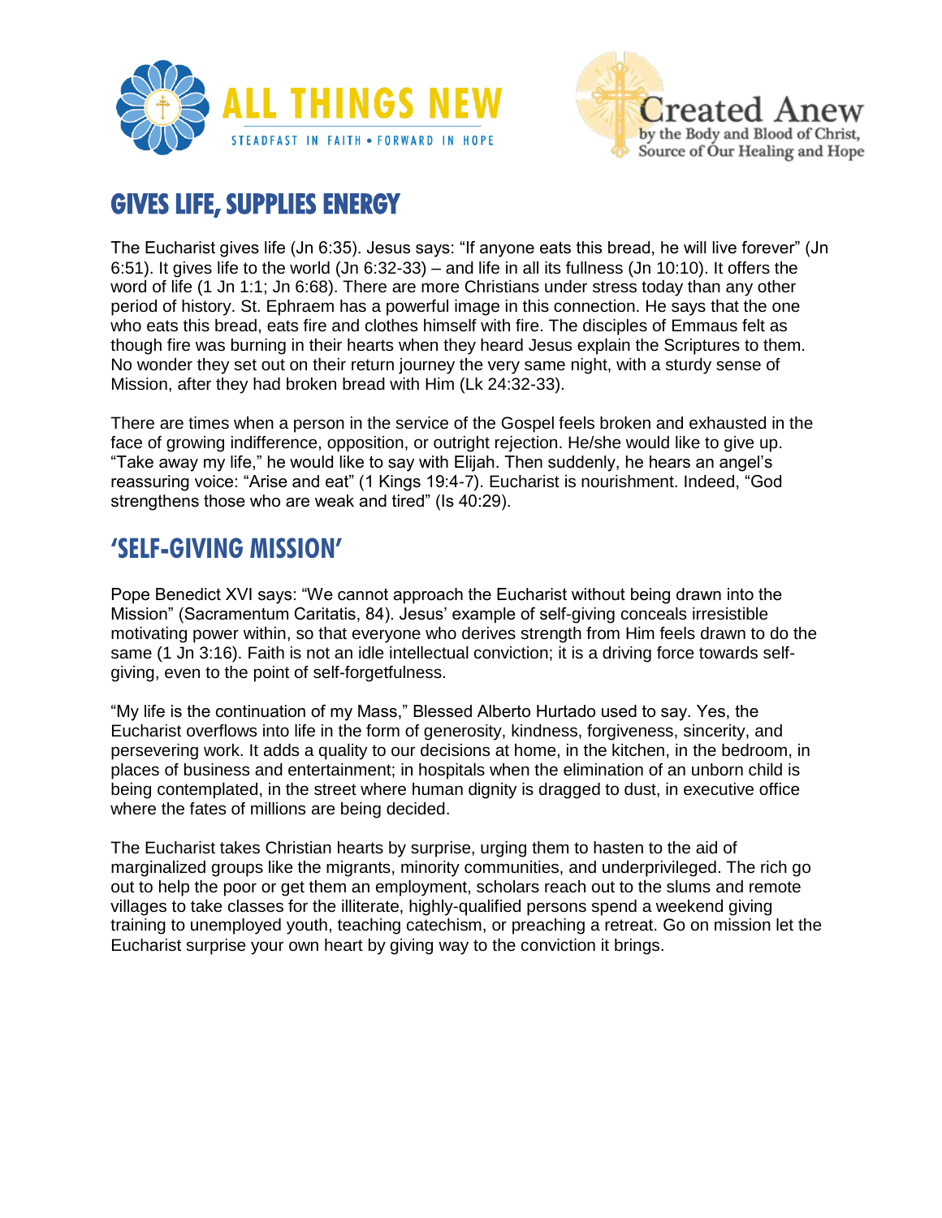## GIVES LIFE, SUPPLIES ENERGY

The Eucharist gives life (Jn 6:35). Jesus says: "If anyone eats this bread, he will live forever" (Jn 6:51). It gives life to the world (Jn 6:32-33) – and life in all its fullness (Jn 10:10). It offers the word of life (1 Jn 1:1; Jn 6:68). There are more Christians under stress today than any other period of history. St. Ephraem has a powerful image in this connection. He says that the one who eats this bread, eats fire and clothes himself with fire. The disciples of Emmaus felt as though fire was burning in their hearts when they heard Jesus explain the Scriptures to them. No wonder they set out on their return journey the very same night, with a sturdy sense of Mission, after they had broken bread with Him (Lk 24:32-33).

There are times when a person in the service of the Gospel feels broken and exhausted in the face of growing indifference, opposition, or outright rejection. He/she would like to give up. "Take away my life," he would like to say with Elijah. Then suddenly, he hears an angel's reassuring voice: "Arise and eat" (1 Kings 19:4-7). Eucharist is nourishment. Indeed, "God strengthens those who are weak and tired" (Is 40:29).

## 'SELF-GIVING MISSION'

Pope Benedict XVI says: "We cannot approach the Eucharist without being drawn into the Mission" (Sacramentum Caritatis, 84). Jesus' example of self-giving conceals irresistible motivating power within, so that everyone who derives strength from Him feels drawn to do the same (1 Jn 3:16). Faith is not an idle intellectual conviction; it is a driving force towards self-giving, even to the point of self-forgetfulness.

"My life is the continuation of my Mass," Blessed Alberto Hurtado used to say. Yes, the Eucharist overflows into life in the form of generosity, kindness, forgiveness, sincerity, and persevering work. It adds a quality to our decisions at home, in the kitchen, in the bedroom, in places of business and entertainment; in hospitals when the elimination of an unborn child is being contemplated, in the street where human dignity is dragged to dust, in executive office where the fates of millions are being decided.

The Eucharist takes Christian hearts by surprise, urging them to hasten to the aid of marginalized groups like the migrants, minority communities, and underprivileged. The rich go out to help the poor or get them an employment, scholars reach out to the slums and remote villages to take classes for the illiterate, highly-qualified persons spend a weekend giving training to unemployed youth, teaching catechism, or preaching a retreat. Go on mission let the Eucharist surprise your own heart by giving way to the conviction it brings.